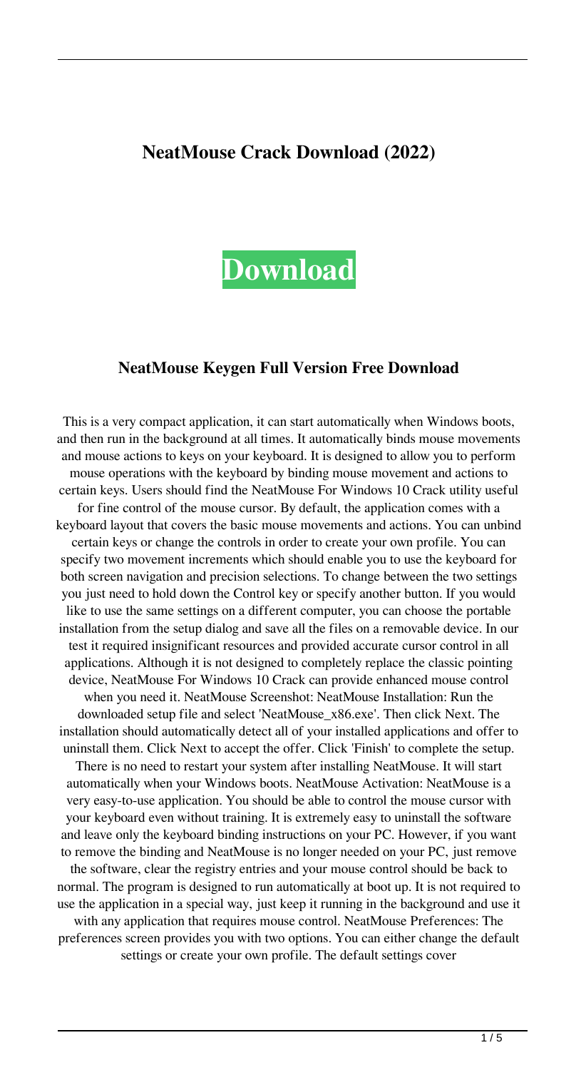# NeatMouse Crack Download (2022)

**Download**

## NeatMouse Keygen Full Version Free Download

This is a very compact application, it can start automatically when Windows boots, and then run in the background at all times. It automatically binds mouse movements and mouse actions to keys on your keyboard. It is designed to allow you to perform mouse operations with the keyboard by binding mouse movement and actions to certain keys. Users should find the NeatMouse For Windows 10 Crack utility useful for fine control of the mouse cursor. By default, the application comes with a keyboard layout that covers the basic mouse movements and actions. You can unbind certain keys or change the controls in order to create your own profile. You can specify two movement increments which should enable you to use the keyboard for both screen navigation and precision selections. To change between the two settings you just need to hold down the Control key or specify another button. If you would like to use the same settings on a different computer, you can choose the portable installation from the setup dialog and save all the files on a removable device. In our test it required insignificant resources and provided accurate cursor control in all applications. Although it is not designed to completely replace the classic pointing device, NeatMouse For Windows 10 Crack can provide enhanced mouse control when you need it. NeatMouse Screenshot: NeatMouse Installation: Run the downloaded setup file and select 'NeatMouse_x86.exe'. Then click Next. The installation should automatically detect all of your installed applications and offer to uninstall them. Click Next to accept the offer. Click 'Finish' to complete the setup. There is no need to restart your system after installing NeatMouse. It will start automatically when your Windows boots. NeatMouse Activation: NeatMouse is a very easy-to-use application. You should be able to control the mouse cursor with your keyboard even without training. It is extremely easy to uninstall the software and leave only the keyboard binding instructions on your PC. However, if you want to remove the binding and NeatMouse is no longer needed on your PC, just remove the software, clear the registry entries and your mouse control should be back to normal. The program is designed to run automatically at boot up. It is not required to use the application in a special way, just keep it running in the background and use it with any application that requires mouse control. NeatMouse Preferences: The preferences screen provides you with two options. You can either change the default settings or create your own profile. The default settings cover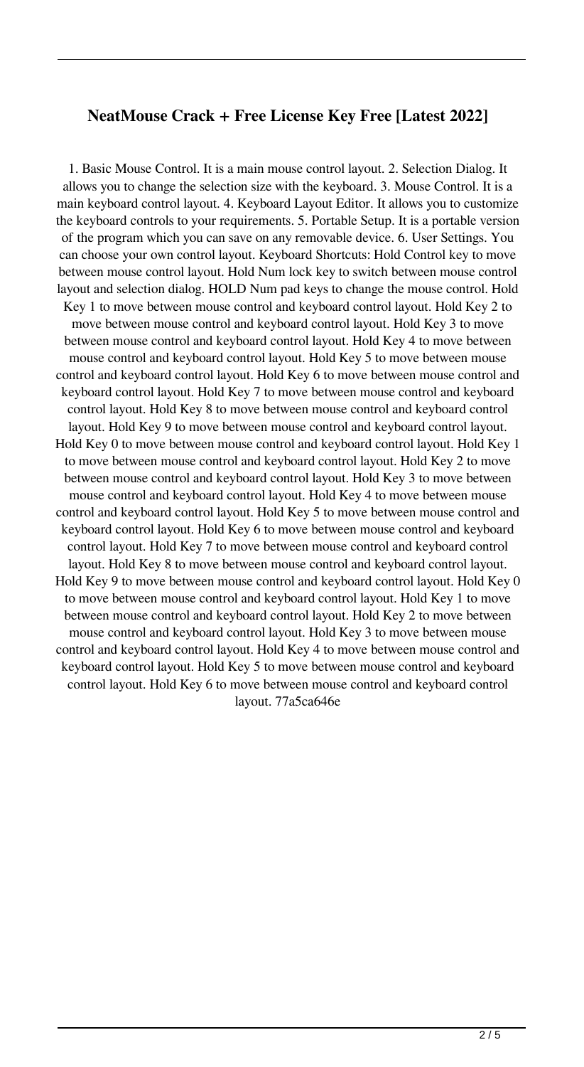## NeatMouse Crack + Free License Key Free [Latest 2022]

1. Basic Mouse Control. It is a main mouse control layout. 2. Selection Dialog. It allows you to change the selection size with the keyboard. 3. Mouse Control. It is a main keyboard control layout. 4. Keyboard Layout Editor. It allows you to customize the keyboard controls to your requirements. 5. Portable Setup. It is a portable version of the program which you can save on any removable device. 6. User Settings. You can choose your own control layout. Keyboard Shortcuts: Hold Control key to move between mouse control layout. Hold Num lock key to switch between mouse control layout and selection dialog. HOLD Num pad keys to change the mouse control. Hold Key 1 to move between mouse control and keyboard control layout. Hold Key 2 to move between mouse control and keyboard control layout. Hold Key 3 to move between mouse control and keyboard control layout. Hold Key 4 to move between mouse control and keyboard control layout. Hold Key 5 to move between mouse control and keyboard control layout. Hold Key 6 to move between mouse control and keyboard control layout. Hold Key 7 to move between mouse control and keyboard control layout. Hold Key 8 to move between mouse control and keyboard control layout. Hold Key 9 to move between mouse control and keyboard control layout. Hold Key 0 to move between mouse control and keyboard control layout. Hold Key 1 to move between mouse control and keyboard control layout. Hold Key 2 to move between mouse control and keyboard control layout. Hold Key 3 to move between mouse control and keyboard control layout. Hold Key 4 to move between mouse control and keyboard control layout. Hold Key 5 to move between mouse control and keyboard control layout. Hold Key 6 to move between mouse control and keyboard control layout. Hold Key 7 to move between mouse control and keyboard control layout. Hold Key 8 to move between mouse control and keyboard control layout. Hold Key 9 to move between mouse control and keyboard control layout. Hold Key 0 to move between mouse control and keyboard control layout. Hold Key 1 to move between mouse control and keyboard control layout. Hold Key 2 to move between mouse control and keyboard control layout. Hold Key 3 to move between mouse control and keyboard control layout. Hold Key 4 to move between mouse control and keyboard control layout. Hold Key 5 to move between mouse control and keyboard control layout. Hold Key 6 to move between mouse control and keyboard control layout. 77a5ca646e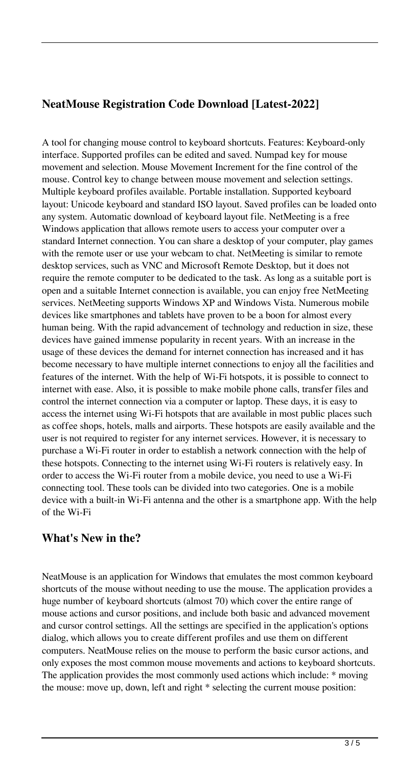## NeatMouse Registration Code Download [Latest-2022]

A tool for changing mouse control to keyboard shortcuts. Features: Keyboard-only interface. Supported profiles can be edited and saved. Numpad key for mouse movement and selection. Mouse Movement Increment for the fine control of the mouse. Control key to change between mouse movement and selection settings. Multiple keyboard profiles available. Portable installation. Supported keyboard layout: Unicode keyboard and standard ISO layout. Saved profiles can be loaded onto any system. Automatic download of keyboard layout file. NetMeeting is a free Windows application that allows remote users to access your computer over a standard Internet connection. You can share a desktop of your computer, play games with the remote user or use your webcam to chat. NetMeeting is similar to remote desktop services, such as VNC and Microsoft Remote Desktop, but it does not require the remote computer to be dedicated to the task. As long as a suitable port is open and a suitable Internet connection is available, you can enjoy free NetMeeting services. NetMeeting supports Windows XP and Windows Vista. Numerous mobile devices like smartphones and tablets have proven to be a boon for almost every human being. With the rapid advancement of technology and reduction in size, these devices have gained immense popularity in recent years. With an increase in the usage of these devices the demand for internet connection has increased and it has become necessary to have multiple internet connections to enjoy all the facilities and features of the internet. With the help of Wi-Fi hotspots, it is possible to connect to internet with ease. Also, it is possible to make mobile phone calls, transfer files and control the internet connection via a computer or laptop. These days, it is easy to access the internet using Wi-Fi hotspots that are available in most public places such as coffee shops, hotels, malls and airports. These hotspots are easily available and the user is not required to register for any internet services. However, it is necessary to purchase a Wi-Fi router in order to establish a network connection with the help of these hotspots. Connecting to the internet using Wi-Fi routers is relatively easy. In order to access the Wi-Fi router from a mobile device, you need to use a Wi-Fi connecting tool. These tools can be divided into two categories. One is a mobile device with a built-in Wi-Fi antenna and the other is a smartphone app. With the help of the Wi-Fi

## What's New in the?

NeatMouse is an application for Windows that emulates the most common keyboard shortcuts of the mouse without needing to use the mouse. The application provides a huge number of keyboard shortcuts (almost 70) which cover the entire range of mouse actions and cursor positions, and include both basic and advanced movement and cursor control settings. All the settings are specified in the application's options dialog, which allows you to create different profiles and use them on different computers. NeatMouse relies on the mouse to perform the basic cursor actions, and only exposes the most common mouse movements and actions to keyboard shortcuts. The application provides the most commonly used actions which include: * moving the mouse: move up, down, left and right * selecting the current mouse position: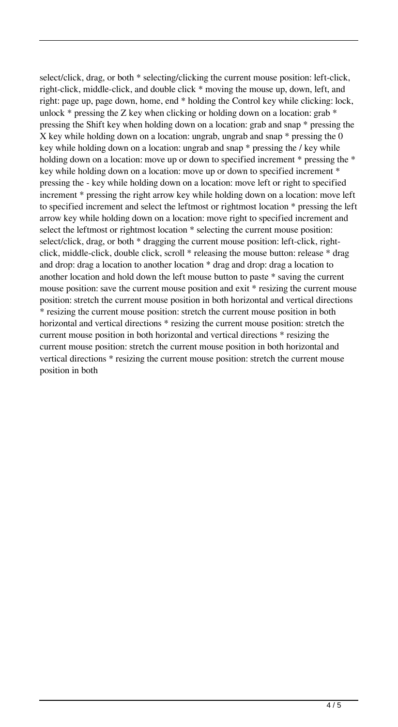select/click, drag, or both * selecting/clicking the current mouse position: left-click, right-click, middle-click, and double click * moving the mouse up, down, left, and right: page up, page down, home, end * holding the Control key while clicking: lock, unlock * pressing the Z key when clicking or holding down on a location: grab * pressing the Shift key when holding down on a location: grab and snap * pressing the X key while holding down on a location: ungrab, ungrab and snap * pressing the 0 key while holding down on a location: ungrab and snap * pressing the / key while holding down on a location: move up or down to specified increment * pressing the * key while holding down on a location: move up or down to specified increment * pressing the - key while holding down on a location: move left or right to specified increment * pressing the right arrow key while holding down on a location: move left to specified increment and select the leftmost or rightmost location * pressing the left arrow key while holding down on a location: move right to specified increment and select the leftmost or rightmost location * selecting the current mouse position: select/click, drag, or both * dragging the current mouse position: left-click, right-click, middle-click, double click, scroll * releasing the mouse button: release * drag and drop: drag a location to another location * drag and drop: drag a location to another location and hold down the left mouse button to paste * saving the current mouse position: save the current mouse position and exit * resizing the current mouse position: stretch the current mouse position in both horizontal and vertical directions * resizing the current mouse position: stretch the current mouse position in both horizontal and vertical directions * resizing the current mouse position: stretch the current mouse position in both horizontal and vertical directions * resizing the current mouse position: stretch the current mouse position in both horizontal and vertical directions * resizing the current mouse position: stretch the current mouse position in both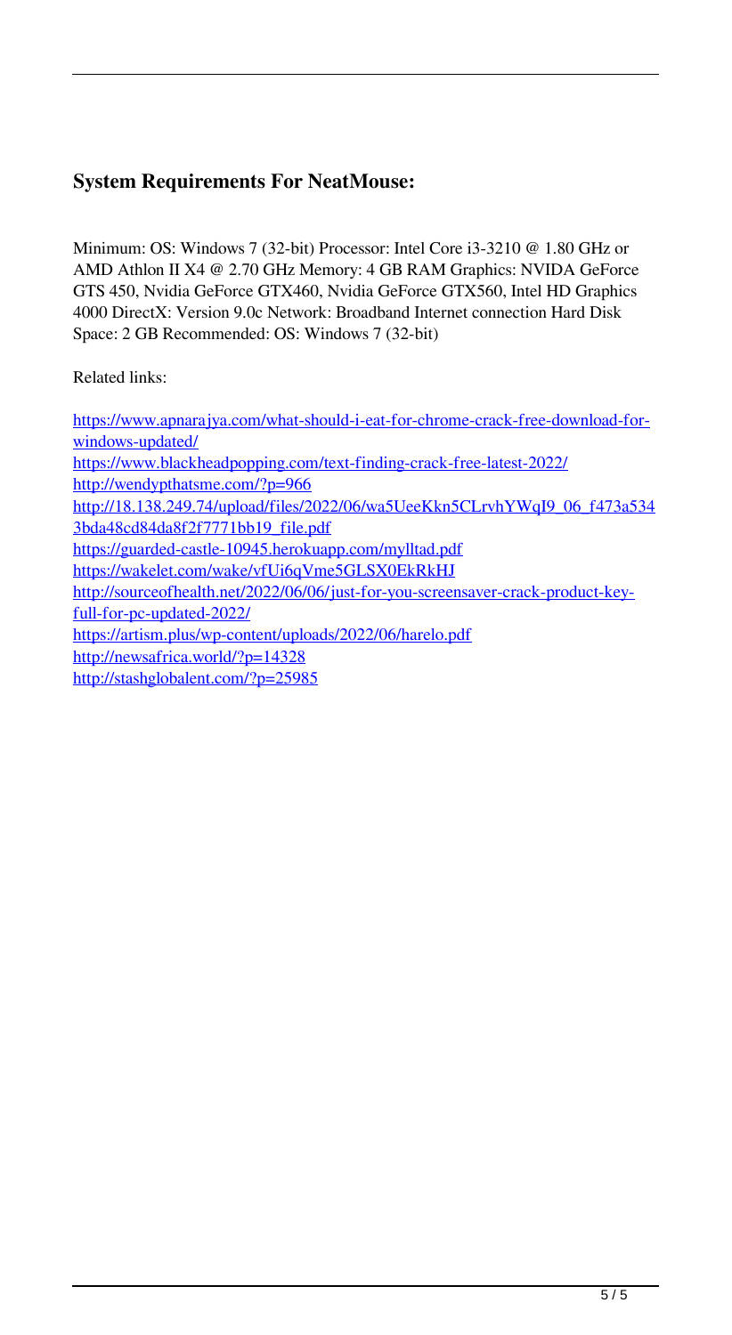## System Requirements For NeatMouse:

Minimum: OS: Windows 7 (32-bit) Processor: Intel Core i3-3210 @ 1.80 GHz or AMD Athlon II X4 @ 2.70 GHz Memory: 4 GB RAM Graphics: NVIDA GeForce GTS 450, Nvidia GeForce GTX460, Nvidia GeForce GTX560, Intel HD Graphics 4000 DirectX: Version 9.0c Network: Broadband Internet connection Hard Disk Space: 2 GB Recommended: OS: Windows 7 (32-bit)

Related links:

https://www.apnarajya.com/what-should-i-eat-for-chrome-crack-free-download-for-windows-updated/
https://www.blackheadpopping.com/text-finding-crack-free-latest-2022/
http://wendypthatsme.com/?p=966
http://18.138.249.74/upload/files/2022/06/wa5UeeKkn5CLrvhYWqI9_06_f473a5343bda48cd84da8f2f7771bb19_file.pdf
https://guarded-castle-10945.herokuapp.com/mylltad.pdf
https://wakelet.com/wake/vfUi6qVme5GLSX0EkRkHJ
http://sourceofhealth.net/2022/06/06/just-for-you-screensaver-crack-product-key-full-for-pc-updated-2022/
https://artism.plus/wp-content/uploads/2022/06/harelo.pdf
http://newsafrica.world/?p=14328
http://stashglobalent.com/?p=25985